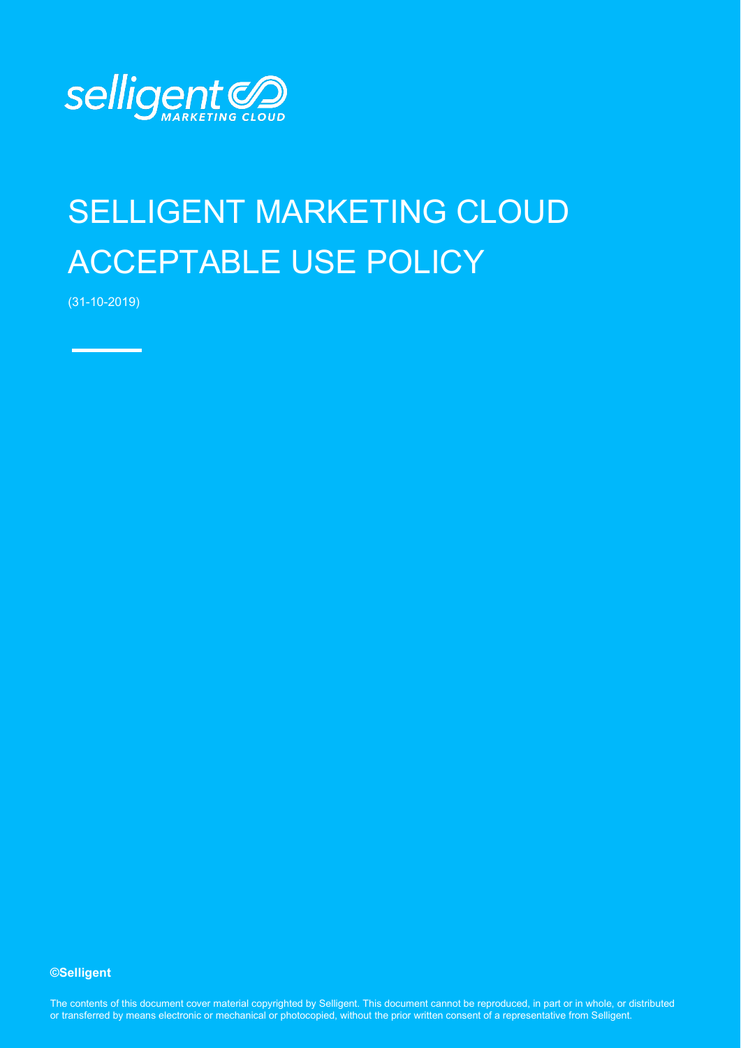selligent MARKETING CLOUD

# SELLIGENT MARKETING CLOUD ACCEPTABLE USE POLICY

(31-10-2019)

**©Selligent**

The contents of this document cover material copyrighted by Selligent. This document cannot be reproduced, in part or in whole, or distributed or transferred by means electronic or mechanical or photocopied, without the prior written consent of a representative from Selligent.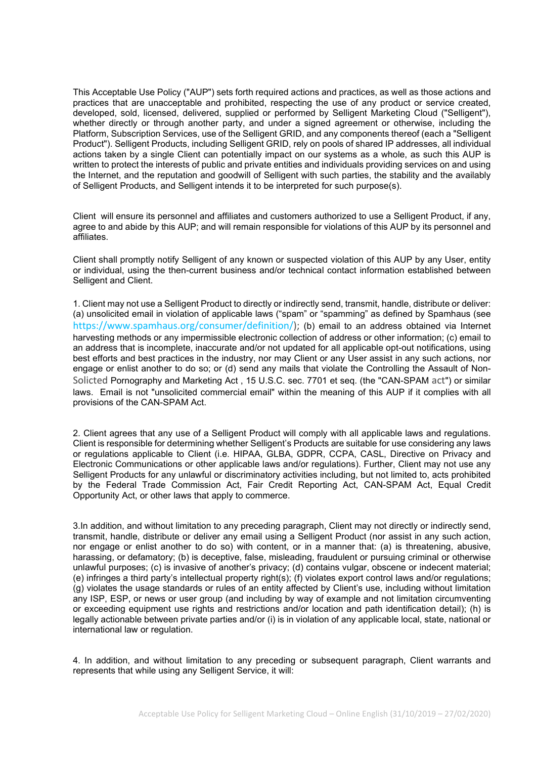This Acceptable Use Policy ("AUP") sets forth required actions and practices, as well as those actions and practices that are unacceptable and prohibited, respecting the use of any product or service created, developed, sold, licensed, delivered, supplied or performed by Selligent Marketing Cloud ("Selligent"), whether directly or through another party, and under a signed agreement or otherwise, including the Platform, Subscription Services, use of the Selligent GRID, and any components thereof (each a "Selligent Product"). Selligent Products, including Selligent GRID, rely on pools of shared IP addresses, all individual actions taken by a single Client can potentially impact on our systems as a whole, as such this AUP is written to protect the interests of public and private entities and individuals providing services on and using the Internet, and the reputation and goodwill of Selligent with such parties, the stability and the availably of Selligent Products, and Selligent intends it to be interpreted for such purpose(s).

Client will ensure its personnel and affiliates and customers authorized to use a Selligent Product, if any, agree to and abide by this AUP; and will remain responsible for violations of this AUP by its personnel and affiliates.

Client shall promptly notify Selligent of any known or suspected violation of this AUP by any User, entity or individual, using the then-current business and/or technical contact information established between Selligent and Client.

1. Client may not use a Selligent Product to directly or indirectly send, transmit, handle, distribute or deliver: (a) unsolicited email in violation of applicable laws ("spam" or "spamming" as defined by Spamhaus (see https://www.spamhaus.org/consumer/definition/); (b) email to an address obtained via Internet harvesting methods or any impermissible electronic collection of address or other information; (c) email to an address that is incomplete, inaccurate and/or not updated for all applicable opt-out notifications, using best efforts and best practices in the industry, nor may Client or any User assist in any such actions, nor engage or enlist another to do so; or (d) send any mails that violate the Controlling the Assault of Non-Solicted Pornography and Marketing Act , 15 U.S.C. sec. 7701 et seq. (the "CAN-SPAM act") or similar laws. Email is not "unsolicited commercial email" within the meaning of this AUP if it complies with all provisions of the CAN-SPAM Act.

2. Client agrees that any use of a Selligent Product will comply with all applicable laws and regulations. Client is responsible for determining whether Selligent's Products are suitable for use considering any laws or regulations applicable to Client (i.e. HIPAA, GLBA, GDPR, CCPA, CASL, Directive on Privacy and Electronic Communications or other applicable laws and/or regulations). Further, Client may not use any Selligent Products for any unlawful or discriminatory activities including, but not limited to, acts prohibited by the Federal Trade Commission Act, Fair Credit Reporting Act, CAN-SPAM Act, Equal Credit Opportunity Act, or other laws that apply to commerce.

3.In addition, and without limitation to any preceding paragraph, Client may not directly or indirectly send, transmit, handle, distribute or deliver any email using a Selligent Product (nor assist in any such action, nor engage or enlist another to do so) with content, or in a manner that: (a) is threatening, abusive, harassing, or defamatory; (b) is deceptive, false, misleading, fraudulent or pursuing criminal or otherwise unlawful purposes; (c) is invasive of another's privacy; (d) contains vulgar, obscene or indecent material; (e) infringes a third party's intellectual property right(s); (f) violates export control laws and/or regulations; (g) violates the usage standards or rules of an entity affected by Client's use, including without limitation any ISP, ESP, or news or user group (and including by way of example and not limitation circumventing or exceeding equipment use rights and restrictions and/or location and path identification detail); (h) is legally actionable between private parties and/or (i) is in violation of any applicable local, state, national or international law or regulation.

4. In addition, and without limitation to any preceding or subsequent paragraph, Client warrants and represents that while using any Selligent Service, it will: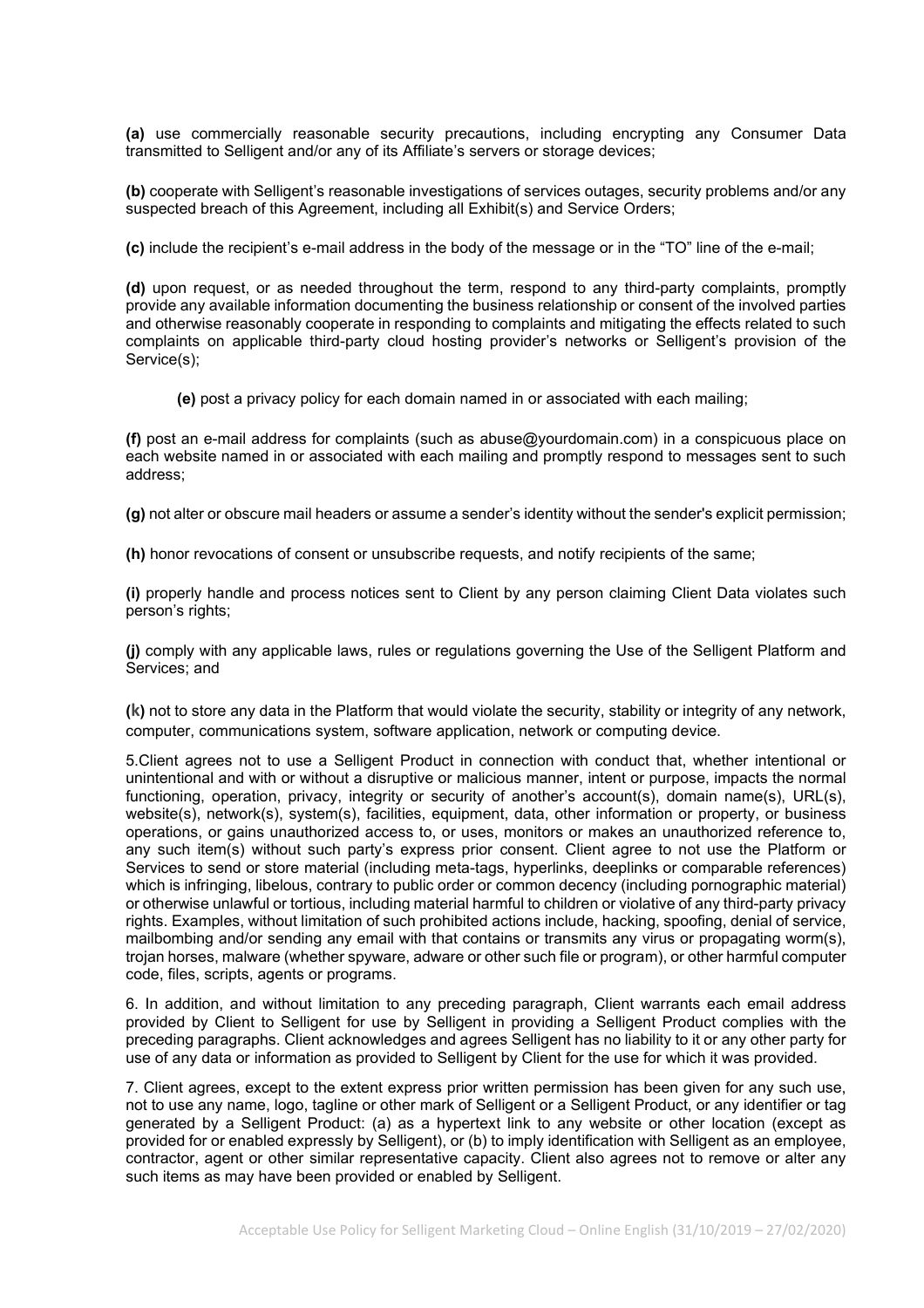**(a)** use commercially reasonable security precautions, including encrypting any Consumer Data transmitted to Selligent and/or any of its Affiliate's servers or storage devices;

**(b)** cooperate with Selligent's reasonable investigations of services outages, security problems and/or any suspected breach of this Agreement, including all Exhibit(s) and Service Orders;

**(c)** include the recipient's e-mail address in the body of the message or in the "TO" line of the e-mail;

**(d)** upon request, or as needed throughout the term, respond to any third-party complaints, promptly provide any available information documenting the business relationship or consent of the involved parties and otherwise reasonably cooperate in responding to complaints and mitigating the effects related to such complaints on applicable third-party cloud hosting provider's networks or Selligent's provision of the Service(s);

**(e)** post a privacy policy for each domain named in or associated with each mailing;

**(f)** post an e-mail address for complaints (such as abuse@yourdomain.com) in a conspicuous place on each website named in or associated with each mailing and promptly respond to messages sent to such address;

**(g)** not alter or obscure mail headers or assume a sender's identity without the sender's explicit permission;

**(h)** honor revocations of consent or unsubscribe requests, and notify recipients of the same;

**(i)** properly handle and process notices sent to Client by any person claiming Client Data violates such person's rights;

**(j)** comply with any applicable laws, rules or regulations governing the Use of the Selligent Platform and Services; and

**(k)** not to store any data in the Platform that would violate the security, stability or integrity of any network, computer, communications system, software application, network or computing device.

5.Client agrees not to use a Selligent Product in connection with conduct that, whether intentional or unintentional and with or without a disruptive or malicious manner, intent or purpose, impacts the normal functioning, operation, privacy, integrity or security of another's account(s), domain name(s), URL(s), website(s), network(s), system(s), facilities, equipment, data, other information or property, or business operations, or gains unauthorized access to, or uses, monitors or makes an unauthorized reference to, any such item(s) without such party's express prior consent. Client agree to not use the Platform or Services to send or store material (including meta-tags, hyperlinks, deeplinks or comparable references) which is infringing, libelous, contrary to public order or common decency (including pornographic material) or otherwise unlawful or tortious, including material harmful to children or violative of any third-party privacy rights. Examples, without limitation of such prohibited actions include, hacking, spoofing, denial of service, mailbombing and/or sending any email with that contains or transmits any virus or propagating worm(s), trojan horses, malware (whether spyware, adware or other such file or program), or other harmful computer code, files, scripts, agents or programs.

6. In addition, and without limitation to any preceding paragraph, Client warrants each email address provided by Client to Selligent for use by Selligent in providing a Selligent Product complies with the preceding paragraphs. Client acknowledges and agrees Selligent has no liability to it or any other party for use of any data or information as provided to Selligent by Client for the use for which it was provided.

7. Client agrees, except to the extent express prior written permission has been given for any such use, not to use any name, logo, tagline or other mark of Selligent or a Selligent Product, or any identifier or tag generated by a Selligent Product: (a) as a hypertext link to any website or other location (except as provided for or enabled expressly by Selligent), or (b) to imply identification with Selligent as an employee, contractor, agent or other similar representative capacity. Client also agrees not to remove or alter any such items as may have been provided or enabled by Selligent.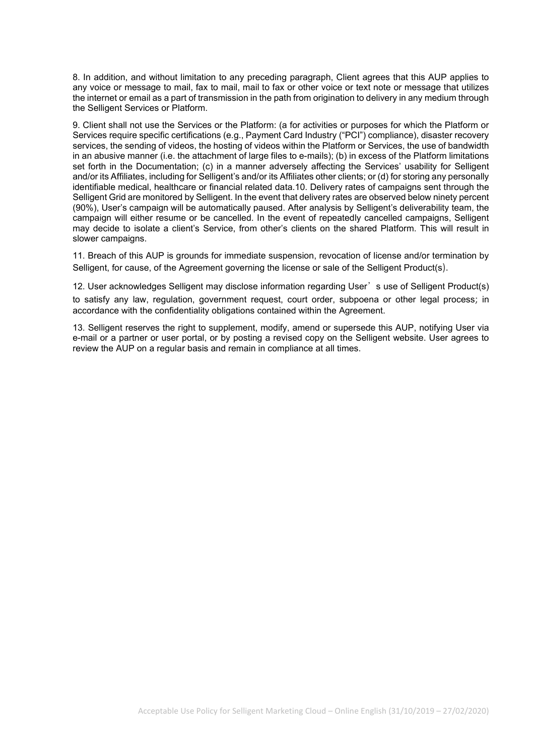8. In addition, and without limitation to any preceding paragraph, Client agrees that this AUP applies to any voice or message to mail, fax to mail, mail to fax or other voice or text note or message that utilizes the internet or email as a part of transmission in the path from origination to delivery in any medium through the Selligent Services or Platform.

9. Client shall not use the Services or the Platform: (a for activities or purposes for which the Platform or Services require specific certifications (e.g., Payment Card Industry ("PCI") compliance), disaster recovery services, the sending of videos, the hosting of videos within the Platform or Services, the use of bandwidth in an abusive manner (i.e. the attachment of large files to e-mails); (b) in excess of the Platform limitations set forth in the Documentation; (c) in a manner adversely affecting the Services' usability for Selligent and/or its Affiliates, including for Selligent's and/or its Affiliates other clients; or (d) for storing any personally identifiable medical, healthcare or financial related data.10. Delivery rates of campaigns sent through the Selligent Grid are monitored by Selligent. In the event that delivery rates are observed below ninety percent (90%), User's campaign will be automatically paused. After analysis by Selligent's deliverability team, the campaign will either resume or be cancelled. In the event of repeatedly cancelled campaigns, Selligent may decide to isolate a client's Service, from other's clients on the shared Platform. This will result in slower campaigns.

11. Breach of this AUP is grounds for immediate suspension, revocation of license and/or termination by Selligent, for cause, of the Agreement governing the license or sale of the Selligent Product(s).

12. User acknowledges Selligent may disclose information regarding User's use of Selligent Product(s) to satisfy any law, regulation, government request, court order, subpoena or other legal process; in accordance with the confidentiality obligations contained within the Agreement.

13. Selligent reserves the right to supplement, modify, amend or supersede this AUP, notifying User via e-mail or a partner or user portal, or by posting a revised copy on the Selligent website. User agrees to review the AUP on a regular basis and remain in compliance at all times.